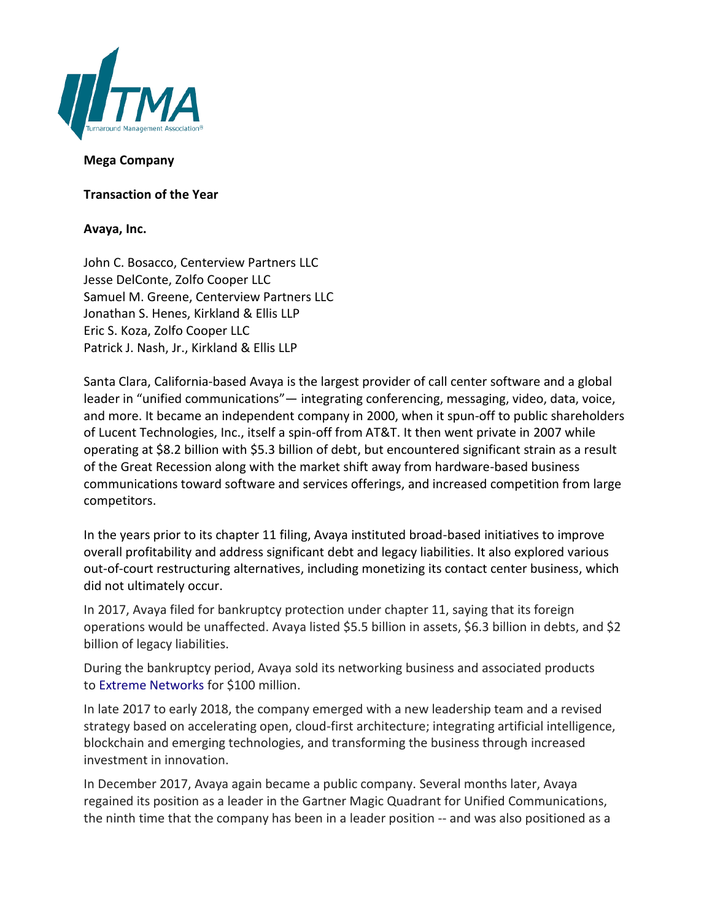**Mega Company**

**Transaction of the Year**

**Avaya, Inc.**

John C. Bosacco, Centerview Partners LLC
Jesse DelConte, Zolfo Cooper LLC
Samuel M. Greene, Centerview Partners LLC
Jonathan S. Henes, Kirkland & Ellis LLP
Eric S. Koza, Zolfo Cooper LLC
Patrick J. Nash, Jr., Kirkland & Ellis LLP

Santa Clara, California-based Avaya is the largest provider of call center software and a global leader in "unified communications"— integrating conferencing, messaging, video, data, voice, and more. It became an independent company in 2000, when it spun-off to public shareholders of Lucent Technologies, Inc., itself a spin-off from AT&T. It then went private in 2007 while operating at $8.2 billion with $5.3 billion of debt, but encountered significant strain as a result of the Great Recession along with the market shift away from hardware-based business communications toward software and services offerings, and increased competition from large competitors.

In the years prior to its chapter 11 filing, Avaya instituted broad-based initiatives to improve overall profitability and address significant debt and legacy liabilities. It also explored various out-of-court restructuring alternatives, including monetizing its contact center business, which did not ultimately occur.

In 2017, Avaya filed for bankruptcy protection under chapter 11, saying that its foreign operations would be unaffected. Avaya listed $5.5 billion in assets, $6.3 billion in debts, and $2 billion of legacy liabilities.

During the bankruptcy period, Avaya sold its networking business and associated products to Extreme Networks for $100 million.

In late 2017 to early 2018, the company emerged with a new leadership team and a revised strategy based on accelerating open, cloud-first architecture; integrating artificial intelligence, blockchain and emerging technologies, and transforming the business through increased investment in innovation.

In December 2017, Avaya again became a public company. Several months later, Avaya regained its position as a leader in the Gartner Magic Quadrant for Unified Communications, the ninth time that the company has been in a leader position -- and was also positioned as a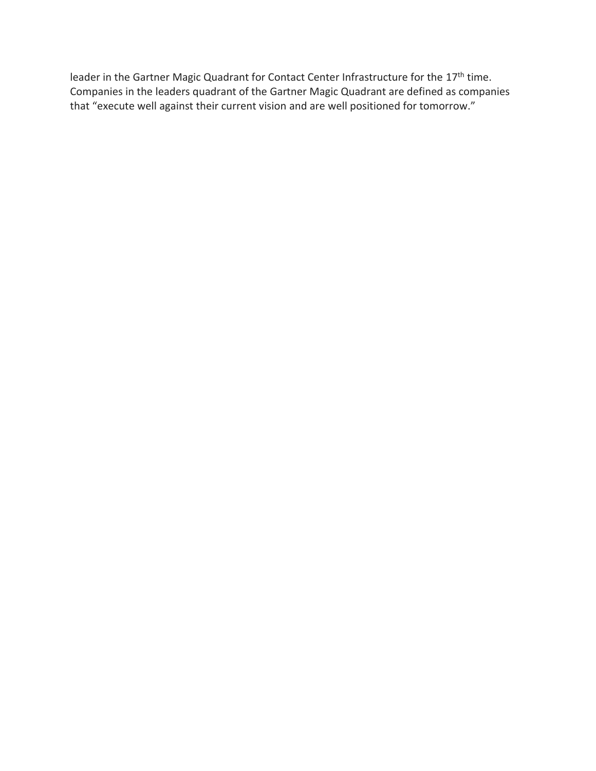leader in the Gartner Magic Quadrant for Contact Center Infrastructure for the 17th time. Companies in the leaders quadrant of the Gartner Magic Quadrant are defined as companies that "execute well against their current vision and are well positioned for tomorrow."